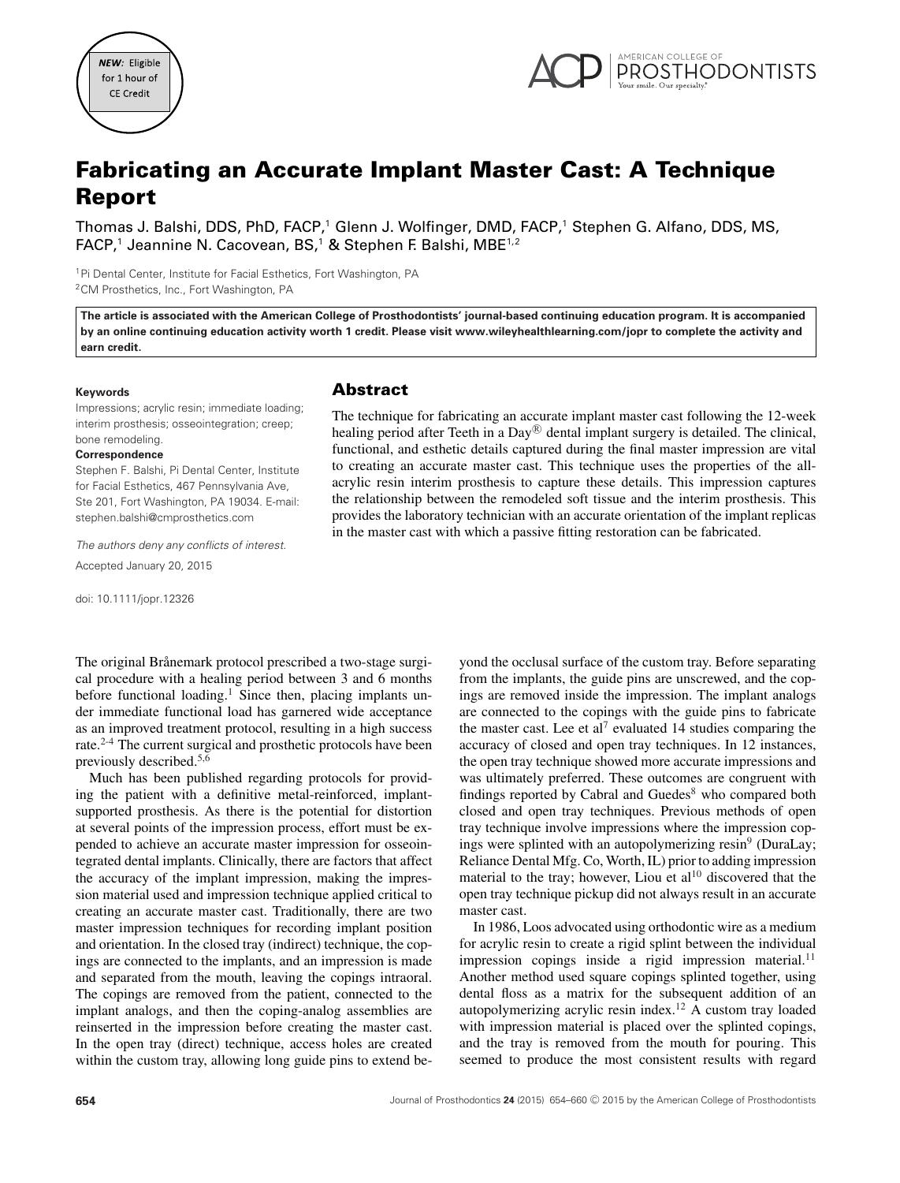NEW: Eligible for 1 hour of CE Credit

# Fabricating an Accurate Implant Master Cast: A Technique Report

Thomas J. Balshi, DDS, PhD, FACP,[1] Glenn J. Wolfinger, DMD, FACP,[1] Stephen G. Alfano, DDS, MS, FACP,[1] Jeannine N. Cacovean, BS,[1] & Stephen F. Balshi, MBE[1,2]

[1]Pi Dental Center, Institute for Facial Esthetics, Fort Washington, PA
[2]CM Prosthetics, Inc., Fort Washington, PA

**The article is associated with the American College of Prosthodontists' journal-based continuing education program. It is accompanied by an online continuing education activity worth 1 credit. Please visit www.wileyhealthlearning.com/jopr to complete the activity and earn credit.**

**Keywords**
Impressions; acrylic resin; immediate loading; interim prosthesis; osseointegration; creep; bone remodeling.

**Correspondence**
Stephen F. Balshi, Pi Dental Center, Institute for Facial Esthetics, 467 Pennsylvania Ave, Ste 201, Fort Washington, PA 19034. E-mail: stephen.balshi@cmprosthetics.com

*The authors deny any conflicts of interest.*

Accepted January 20, 2015

doi: 10.1111/jopr.12326

## Abstract

The technique for fabricating an accurate implant master cast following the 12-week healing period after Teeth in a Day® dental implant surgery is detailed. The clinical, functional, and esthetic details captured during the final master impression are vital to creating an accurate master cast. This technique uses the properties of the all-acrylic resin interim prosthesis to capture these details. This impression captures the relationship between the remodeled soft tissue and the interim prosthesis. This provides the laboratory technician with an accurate orientation of the implant replicas in the master cast with which a passive fitting restoration can be fabricated.

The original Brånemark protocol prescribed a two-stage surgical procedure with a healing period between 3 and 6 months before functional loading.[1] Since then, placing implants under immediate functional load has garnered wide acceptance as an improved treatment protocol, resulting in a high success rate.[2-4] The current surgical and prosthetic protocols have been previously described.[5,6]

Much has been published regarding protocols for providing the patient with a definitive metal-reinforced, implant-supported prosthesis. As there is the potential for distortion at several points of the impression process, effort must be expended to achieve an accurate master impression for osseointegrated dental implants. Clinically, there are factors that affect the accuracy of the implant impression, making the impression material used and impression technique applied critical to creating an accurate master cast. Traditionally, there are two master impression techniques for recording implant position and orientation. In the closed tray (indirect) technique, the copings are connected to the implants, and an impression is made and separated from the mouth, leaving the copings intraoral. The copings are removed from the patient, connected to the implant analogs, and then the coping-analog assemblies are reinserted in the impression before creating the master cast. In the open tray (direct) technique, access holes are created within the custom tray, allowing long guide pins to extend beyond the occlusal surface of the custom tray. Before separating from the implants, the guide pins are unscrewed, and the copings are removed inside the impression. The implant analogs are connected to the copings with the guide pins to fabricate the master cast. Lee et al[7] evaluated 14 studies comparing the accuracy of closed and open tray techniques. In 12 instances, the open tray technique showed more accurate impressions and was ultimately preferred. These outcomes are congruent with findings reported by Cabral and Guedes[8] who compared both closed and open tray techniques. Previous methods of open tray technique involve impressions where the impression copings were splinted with an autopolymerizing resin[9] (DuraLay; Reliance Dental Mfg. Co, Worth, IL) prior to adding impression material to the tray; however, Liou et al[10] discovered that the open tray technique pickup did not always result in an accurate master cast.

In 1986, Loos advocated using orthodontic wire as a medium for acrylic resin to create a rigid splint between the individual impression copings inside a rigid impression material.[11] Another method used square copings splinted together, using dental floss as a matrix for the subsequent addition of an autopolymerizing acrylic resin index.[12] A custom tray loaded with impression material is placed over the splinted copings, and the tray is removed from the mouth for pouring. This seemed to produce the most consistent results with regard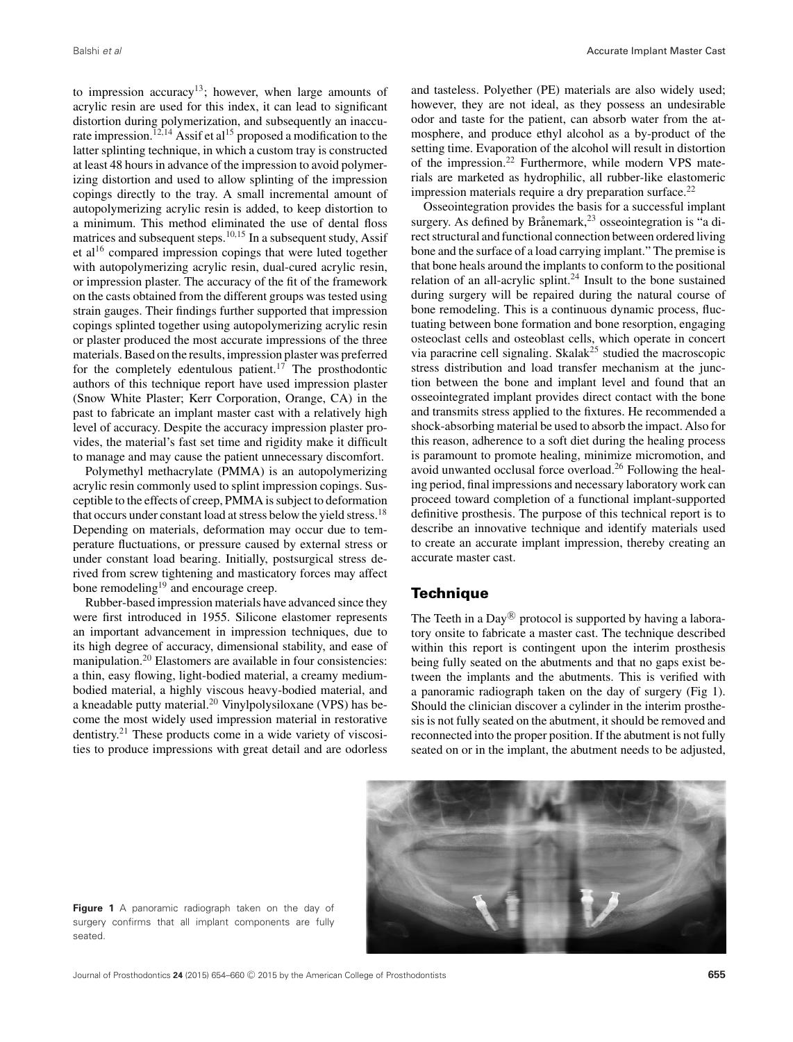to impression accuracy[13]; however, when large amounts of acrylic resin are used for this index, it can lead to significant distortion during polymerization, and subsequently an inaccurate impression.[12,14] Assif et al[15] proposed a modification to the latter splinting technique, in which a custom tray is constructed at least 48 hours in advance of the impression to avoid polymerizing distortion and used to allow splinting of the impression copings directly to the tray. A small incremental amount of autopolymerizing acrylic resin is added, to keep distortion to a minimum. This method eliminated the use of dental floss matrices and subsequent steps.[10,15] In a subsequent study, Assif et al[16] compared impression copings that were luted together with autopolymerizing acrylic resin, dual-cured acrylic resin, or impression plaster. The accuracy of the fit of the framework on the casts obtained from the different groups was tested using strain gauges. Their findings further supported that impression copings splinted together using autopolymerizing acrylic resin or plaster produced the most accurate impressions of the three materials. Based on the results, impression plaster was preferred for the completely edentulous patient.[17] The prosthodontic authors of this technique report have used impression plaster (Snow White Plaster; Kerr Corporation, Orange, CA) in the past to fabricate an implant master cast with a relatively high level of accuracy. Despite the accuracy impression plaster provides, the material's fast set time and rigidity make it difficult to manage and may cause the patient unnecessary discomfort.

Polymethyl methacrylate (PMMA) is an autopolymerizing acrylic resin commonly used to splint impression copings. Susceptible to the effects of creep, PMMA is subject to deformation that occurs under constant load at stress below the yield stress.[18] Depending on materials, deformation may occur due to temperature fluctuations, or pressure caused by external stress or under constant load bearing. Initially, postsurgical stress derived from screw tightening and masticatory forces may affect bone remodeling[19] and encourage creep.

Rubber-based impression materials have advanced since they were first introduced in 1955. Silicone elastomer represents an important advancement in impression techniques, due to its high degree of accuracy, dimensional stability, and ease of manipulation.[20] Elastomers are available in four consistencies: a thin, easy flowing, light-bodied material, a creamy medium-bodied material, a highly viscous heavy-bodied material, and a kneadable putty material.[20] Vinylpolysiloxane (VPS) has become the most widely used impression material in restorative dentistry.[21] These products come in a wide variety of viscosities to produce impressions with great detail and are odorless and tasteless. Polyether (PE) materials are also widely used; however, they are not ideal, as they possess an undesirable odor and taste for the patient, can absorb water from the atmosphere, and produce ethyl alcohol as a by-product of the setting time. Evaporation of the alcohol will result in distortion of the impression.[22] Furthermore, while modern VPS materials are marketed as hydrophilic, all rubber-like elastomeric impression materials require a dry preparation surface.[22]

Osseointegration provides the basis for a successful implant surgery. As defined by Brånemark,[23] osseointegration is "a direct structural and functional connection between ordered living bone and the surface of a load carrying implant." The premise is that bone heals around the implants to conform to the positional relation of an all-acrylic splint.[24] Insult to the bone sustained during surgery will be repaired during the natural course of bone remodeling. This is a continuous dynamic process, fluctuating between bone formation and bone resorption, engaging osteoclast cells and osteoblast cells, which operate in concert via paracrine cell signaling. Skalak[25] studied the macroscopic stress distribution and load transfer mechanism at the junction between the bone and implant level and found that an osseointegrated implant provides direct contact with the bone and transmits stress applied to the fixtures. He recommended a shock-absorbing material be used to absorb the impact. Also for this reason, adherence to a soft diet during the healing process is paramount to promote healing, minimize micromotion, and avoid unwanted occlusal force overload.[26] Following the healing period, final impressions and necessary laboratory work can proceed toward completion of a functional implant-supported definitive prosthesis. The purpose of this technical report is to describe an innovative technique and identify materials used to create an accurate implant impression, thereby creating an accurate master cast.

## Technique

The Teeth in a Day® protocol is supported by having a laboratory onsite to fabricate a master cast. The technique described within this report is contingent upon the interim prosthesis being fully seated on the abutments and that no gaps exist between the implants and the abutments. This is verified with a panoramic radiograph taken on the day of surgery (Fig 1). Should the clinician discover a cylinder in the interim prosthesis is not fully seated on the abutment, it should be removed and reconnected into the proper position. If the abutment is not fully seated on or in the implant, the abutment needs to be adjusted,

**Figure 1** A panoramic radiograph taken on the day of surgery confirms that all implant components are fully seated.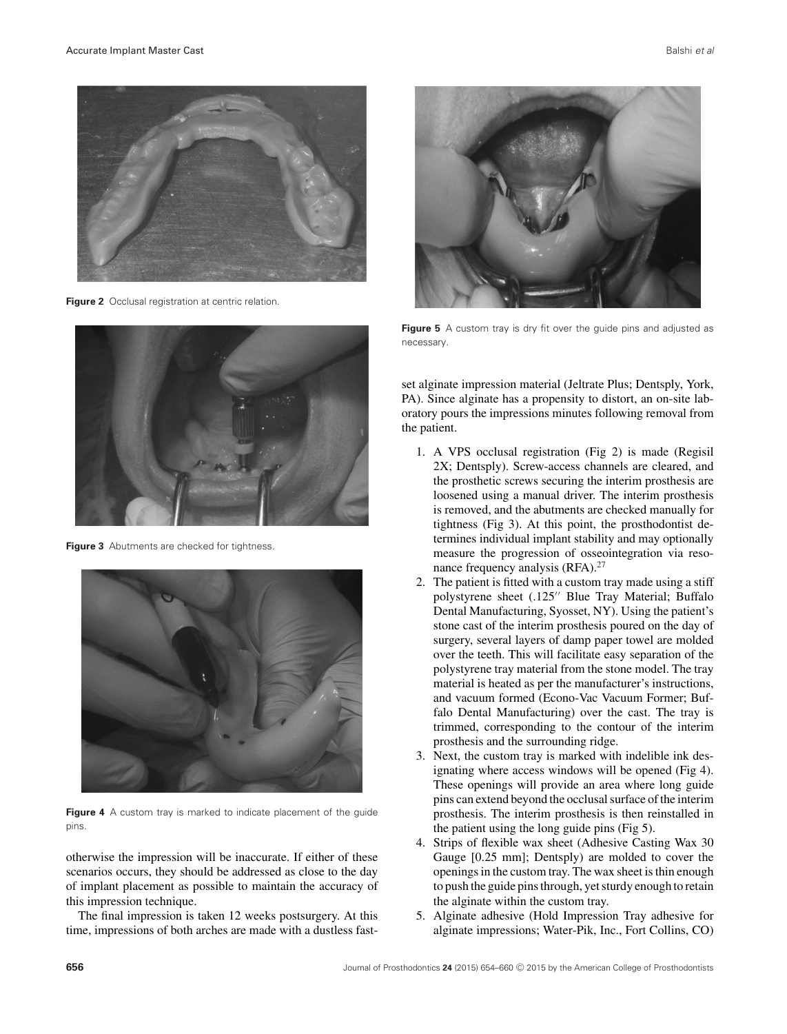Figure 2 Occlusal registration at centric relation.

Figure 3 Abutments are checked for tightness.

Figure 4 A custom tray is marked to indicate placement of the guide pins.

otherwise the impression will be inaccurate. If either of these scenarios occurs, they should be addressed as close to the day of implant placement as possible to maintain the accuracy of this impression technique.

The final impression is taken 12 weeks postsurgery. At this time, impressions of both arches are made with a dustless fast-set alginate impression material (Jeltrate Plus; Dentsply, York, PA). Since alginate has a propensity to distort, an on-site laboratory pours the impressions minutes following removal from the patient.

Figure 5 A custom tray is dry fit over the guide pins and adjusted as necessary.

1. A VPS occlusal registration (Fig 2) is made (Regisil 2X; Dentsply). Screw-access channels are cleared, and the prosthetic screws securing the interim prosthesis are loosened using a manual driver. The interim prosthesis is removed, and the abutments are checked manually for tightness (Fig 3). At this point, the prosthodontist determines individual implant stability and may optionally measure the progression of osseointegration via resonance frequency analysis (RFA).[27]
2. The patient is fitted with a custom tray made using a stiff polystyrene sheet (.125″ Blue Tray Material; Buffalo Dental Manufacturing, Syosset, NY). Using the patient's stone cast of the interim prosthesis poured on the day of surgery, several layers of damp paper towel are molded over the teeth. This will facilitate easy separation of the polystyrene tray material from the stone model. The tray material is heated as per the manufacturer's instructions, and vacuum formed (Econo-Vac Vacuum Former; Buffalo Dental Manufacturing) over the cast. The tray is trimmed, corresponding to the contour of the interim prosthesis and the surrounding ridge.
3. Next, the custom tray is marked with indelible ink designating where access windows will be opened (Fig 4). These openings will provide an area where long guide pins can extend beyond the occlusal surface of the interim prosthesis. The interim prosthesis is then reinstalled in the patient using the long guide pins (Fig 5).
4. Strips of flexible wax sheet (Adhesive Casting Wax 30 Gauge [0.25 mm]; Dentsply) are molded to cover the openings in the custom tray. The wax sheet is thin enough to push the guide pins through, yet sturdy enough to retain the alginate within the custom tray.
5. Alginate adhesive (Hold Impression Tray adhesive for alginate impressions; Water-Pik, Inc., Fort Collins, CO)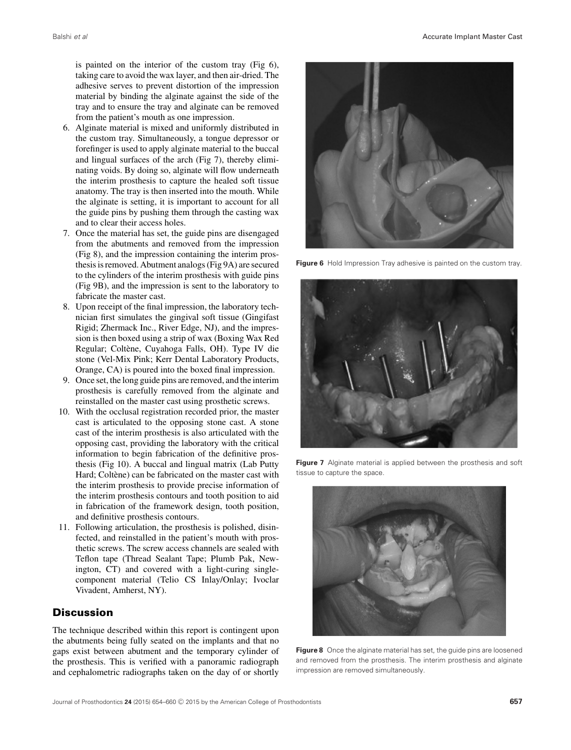is painted on the interior of the custom tray (Fig 6), taking care to avoid the wax layer, and then air-dried. The adhesive serves to prevent distortion of the impression material by binding the alginate against the side of the tray and to ensure the tray and alginate can be removed from the patient's mouth as one impression.

6. Alginate material is mixed and uniformly distributed in the custom tray. Simultaneously, a tongue depressor or forefinger is used to apply alginate material to the buccal and lingual surfaces of the arch (Fig 7), thereby eliminating voids. By doing so, alginate will flow underneath the interim prosthesis to capture the healed soft tissue anatomy. The tray is then inserted into the mouth. While the alginate is setting, it is important to account for all the guide pins by pushing them through the casting wax and to clear their access holes.
7. Once the material has set, the guide pins are disengaged from the abutments and removed from the impression (Fig 8), and the impression containing the interim prosthesis is removed. Abutment analogs (Fig 9A) are secured to the cylinders of the interim prosthesis with guide pins (Fig 9B), and the impression is sent to the laboratory to fabricate the master cast.
8. Upon receipt of the final impression, the laboratory technician first simulates the gingival soft tissue (Gingifast Rigid; Zhermack Inc., River Edge, NJ), and the impression is then boxed using a strip of wax (Boxing Wax Red Regular; Coltène, Cuyahoga Falls, OH). Type IV die stone (Vel-Mix Pink; Kerr Dental Laboratory Products, Orange, CA) is poured into the boxed final impression.
9. Once set, the long guide pins are removed, and the interim prosthesis is carefully removed from the alginate and reinstalled on the master cast using prosthetic screws.
10. With the occlusal registration recorded prior, the master cast is articulated to the opposing stone cast. A stone cast of the interim prosthesis is also articulated with the opposing cast, providing the laboratory with the critical information to begin fabrication of the definitive prosthesis (Fig 10). A buccal and lingual matrix (Lab Putty Hard; Coltène) can be fabricated on the master cast with the interim prosthesis to provide precise information of the interim prosthesis contours and tooth position to aid in fabrication of the framework design, tooth position, and definitive prosthesis contours.
11. Following articulation, the prosthesis is polished, disinfected, and reinstalled in the patient's mouth with prosthetic screws. The screw access channels are sealed with Teflon tape (Thread Sealant Tape; Plumb Pak, Newington, CT) and covered with a light-curing single-component material (Telio CS Inlay/Onlay; Ivoclar Vivadent, Amherst, NY).

## Discussion

The technique described within this report is contingent upon the abutments being fully seated on the implants and that no gaps exist between abutment and the temporary cylinder of the prosthesis. This is verified with a panoramic radiograph and cephalometric radiographs taken on the day of or shortly

**Figure 6** Hold Impression Tray adhesive is painted on the custom tray.

**Figure 7** Alginate material is applied between the prosthesis and soft tissue to capture the space.

**Figure 8** Once the alginate material has set, the guide pins are loosened and removed from the prosthesis. The interim prosthesis and alginate impression are removed simultaneously.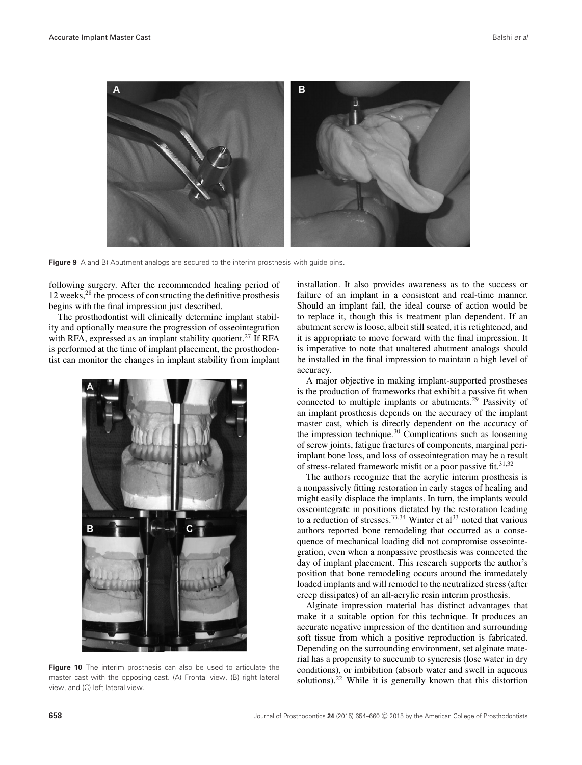Figure 9 A and B) Abutment analogs are secured to the interim prosthesis with guide pins.

following surgery. After the recommended healing period of 12 weeks,[28] the process of constructing the definitive prosthesis begins with the final impression just described.

The prosthodontist will clinically determine implant stability and optionally measure the progression of osseointegration with RFA, expressed as an implant stability quotient.[27] If RFA is performed at the time of implant placement, the prosthodontist can monitor the changes in implant stability from implant installation. It also provides awareness as to the success or failure of an implant in a consistent and real-time manner. Should an implant fail, the ideal course of action would be to replace it, though this is treatment plan dependent. If an abutment screw is loose, albeit still seated, it is retightened, and it is appropriate to move forward with the final impression. It is imperative to note that unaltered abutment analogs should be installed in the final impression to maintain a high level of accuracy.

Figure 10 The interim prosthesis can also be used to articulate the master cast with the opposing cast. (A) Frontal view, (B) right lateral view, and (C) left lateral view.

A major objective in making implant-supported prostheses is the production of frameworks that exhibit a passive fit when connected to multiple implants or abutments.[29] Passivity of an implant prosthesis depends on the accuracy of the implant master cast, which is directly dependent on the accuracy of the impression technique.[30] Complications such as loosening of screw joints, fatigue fractures of components, marginal peri-implant bone loss, and loss of osseointegration may be a result of stress-related framework misfit or a poor passive fit.[31,32]

The authors recognize that the acrylic interim prosthesis is a nonpassively fitting restoration in early stages of healing and might easily displace the implants. In turn, the implants would osseointegrate in positions dictated by the restoration leading to a reduction of stresses.[33,34] Winter et al[33] noted that various authors reported bone remodeling that occurred as a consequence of mechanical loading did not compromise osseointegration, even when a nonpassive prosthesis was connected the day of implant placement. This research supports the author's position that bone remodeling occurs around the immedately loaded implants and will remodel to the neutralized stress (after creep dissipates) of an all-acrylic resin interim prosthesis.

Alginate impression material has distinct advantages that make it a suitable option for this technique. It produces an accurate negative impression of the dentition and surrounding soft tissue from which a positive reproduction is fabricated. Depending on the surrounding environment, set alginate material has a propensity to succumb to syneresis (lose water in dry conditions), or imbibition (absorb water and swell in aqueous solutions).[22] While it is generally known that this distortion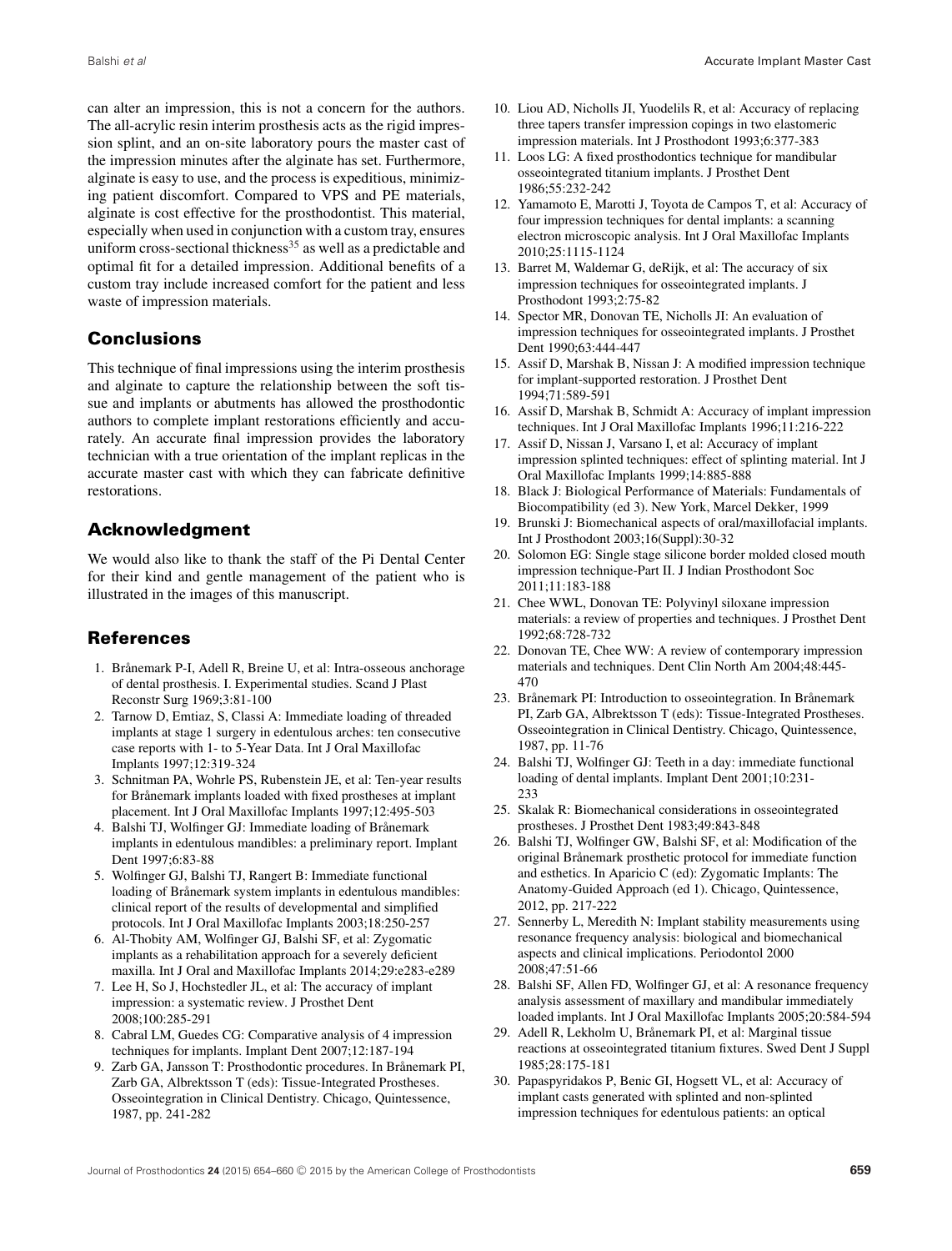can alter an impression, this is not a concern for the authors. The all-acrylic resin interim prosthesis acts as the rigid impression splint, and an on-site laboratory pours the master cast of the impression minutes after the alginate has set. Furthermore, alginate is easy to use, and the process is expeditious, minimizing patient discomfort. Compared to VPS and PE materials, alginate is cost effective for the prosthodontist. This material, especially when used in conjunction with a custom tray, ensures uniform cross-sectional thickness[35] as well as a predictable and optimal fit for a detailed impression. Additional benefits of a custom tray include increased comfort for the patient and less waste of impression materials.

## Conclusions

This technique of final impressions using the interim prosthesis and alginate to capture the relationship between the soft tissue and implants or abutments has allowed the prosthodontic authors to complete implant restorations efficiently and accurately. An accurate final impression provides the laboratory technician with a true orientation of the implant replicas in the accurate master cast with which they can fabricate definitive restorations.

## Acknowledgment

We would also like to thank the staff of the Pi Dental Center for their kind and gentle management of the patient who is illustrated in the images of this manuscript.

## References

1. Brånemark P-I, Adell R, Breine U, et al: Intra-osseous anchorage of dental prosthesis. I. Experimental studies. Scand J Plast Reconstr Surg 1969;3:81-100
2. Tarnow D, Emtiaz, S, Classi A: Immediate loading of threaded implants at stage 1 surgery in edentulous arches: ten consecutive case reports with 1- to 5-Year Data. Int J Oral Maxillofac Implants 1997;12:319-324
3. Schnitman PA, Wohrle PS, Rubenstein JE, et al: Ten-year results for Brånemark implants loaded with fixed prostheses at implant placement. Int J Oral Maxillofac Implants 1997;12:495-503
4. Balshi TJ, Wolfinger GJ: Immediate loading of Brånemark implants in edentulous mandibles: a preliminary report. Implant Dent 1997;6:83-88
5. Wolfinger GJ, Balshi TJ, Rangert B: Immediate functional loading of Brånemark system implants in edentulous mandibles: clinical report of the results of developmental and simplified protocols. Int J Oral Maxillofac Implants 2003;18:250-257
6. Al-Thobity AM, Wolfinger GJ, Balshi SF, et al: Zygomatic implants as a rehabilitation approach for a severely deficient maxilla. Int J Oral and Maxillofac Implants 2014;29:e283-e289
7. Lee H, So J, Hochstedler JL, et al: The accuracy of implant impression: a systematic review. J Prosthet Dent 2008;100:285-291
8. Cabral LM, Guedes CG: Comparative analysis of 4 impression techniques for implants. Implant Dent 2007;12:187-194
9. Zarb GA, Jansson T: Prosthodontic procedures. In Brånemark PI, Zarb GA, Albrektsson T (eds): Tissue-Integrated Prostheses. Osseointegration in Clinical Dentistry. Chicago, Quintessence, 1987, pp. 241-282
10. Liou AD, Nicholls JI, Yuodelils R, et al: Accuracy of replacing three tapers transfer impression copings in two elastomeric impression materials. Int J Prosthodont 1993;6:377-383
11. Loos LG: A fixed prosthodontics technique for mandibular osseointegrated titanium implants. J Prosthet Dent 1986;55:232-242
12. Yamamoto E, Marotti J, Toyota de Campos T, et al: Accuracy of four impression techniques for dental implants: a scanning electron microscopic analysis. Int J Oral Maxillofac Implants 2010;25:1115-1124
13. Barret M, Waldemar G, deRijk, et al: The accuracy of six impression techniques for osseointegrated implants. J Prosthodont 1993;2:75-82
14. Spector MR, Donovan TE, Nicholls JI: An evaluation of impression techniques for osseointegrated implants. J Prosthet Dent 1990;63:444-447
15. Assif D, Marshak B, Nissan J: A modified impression technique for implant-supported restoration. J Prosthet Dent 1994;71:589-591
16. Assif D, Marshak B, Schmidt A: Accuracy of implant impression techniques. Int J Oral Maxillofac Implants 1996;11:216-222
17. Assif D, Nissan J, Varsano I, et al: Accuracy of implant impression splinted techniques: effect of splinting material. Int J Oral Maxillofac Implants 1999;14:885-888
18. Black J: Biological Performance of Materials: Fundamentals of Biocompatibility (ed 3). New York, Marcel Dekker, 1999
19. Brunski J: Biomechanical aspects of oral/maxillofacial implants. Int J Prosthodont 2003;16(Suppl):30-32
20. Solomon EG: Single stage silicone border molded closed mouth impression technique-Part II. J Indian Prosthodont Soc 2011;11:183-188
21. Chee WWL, Donovan TE: Polyvinyl siloxane impression materials: a review of properties and techniques. J Prosthet Dent 1992;68:728-732
22. Donovan TE, Chee WW: A review of contemporary impression materials and techniques. Dent Clin North Am 2004;48:445-470
23. Brånemark PI: Introduction to osseointegration. In Brånemark PI, Zarb GA, Albrektsson T (eds): Tissue-Integrated Prostheses. Osseointegration in Clinical Dentistry. Chicago, Quintessence, 1987, pp. 11-76
24. Balshi TJ, Wolfinger GJ: Teeth in a day: immediate functional loading of dental implants. Implant Dent 2001;10:231-233
25. Skalak R: Biomechanical considerations in osseointegrated prostheses. J Prosthet Dent 1983;49:843-848
26. Balshi TJ, Wolfinger GW, Balshi SF, et al: Modification of the original Brånemark prosthetic protocol for immediate function and esthetics. In Aparicio C (ed): Zygomatic Implants: The Anatomy-Guided Approach (ed 1). Chicago, Quintessence, 2012, pp. 217-222
27. Sennerby L, Meredith N: Implant stability measurements using resonance frequency analysis: biological and biomechanical aspects and clinical implications. Periodontol 2000 2008;47:51-66
28. Balshi SF, Allen FD, Wolfinger GJ, et al: A resonance frequency analysis assessment of maxillary and mandibular immediately loaded implants. Int J Oral Maxillofac Implants 2005;20:584-594
29. Adell R, Lekholm U, Brånemark PI, et al: Marginal tissue reactions at osseointegrated titanium fixtures. Swed Dent J Suppl 1985;28:175-181
30. Papaspyridakos P, Benic GI, Hogsett VL, et al: Accuracy of implant casts generated with splinted and non-splinted impression techniques for edentulous patients: an optical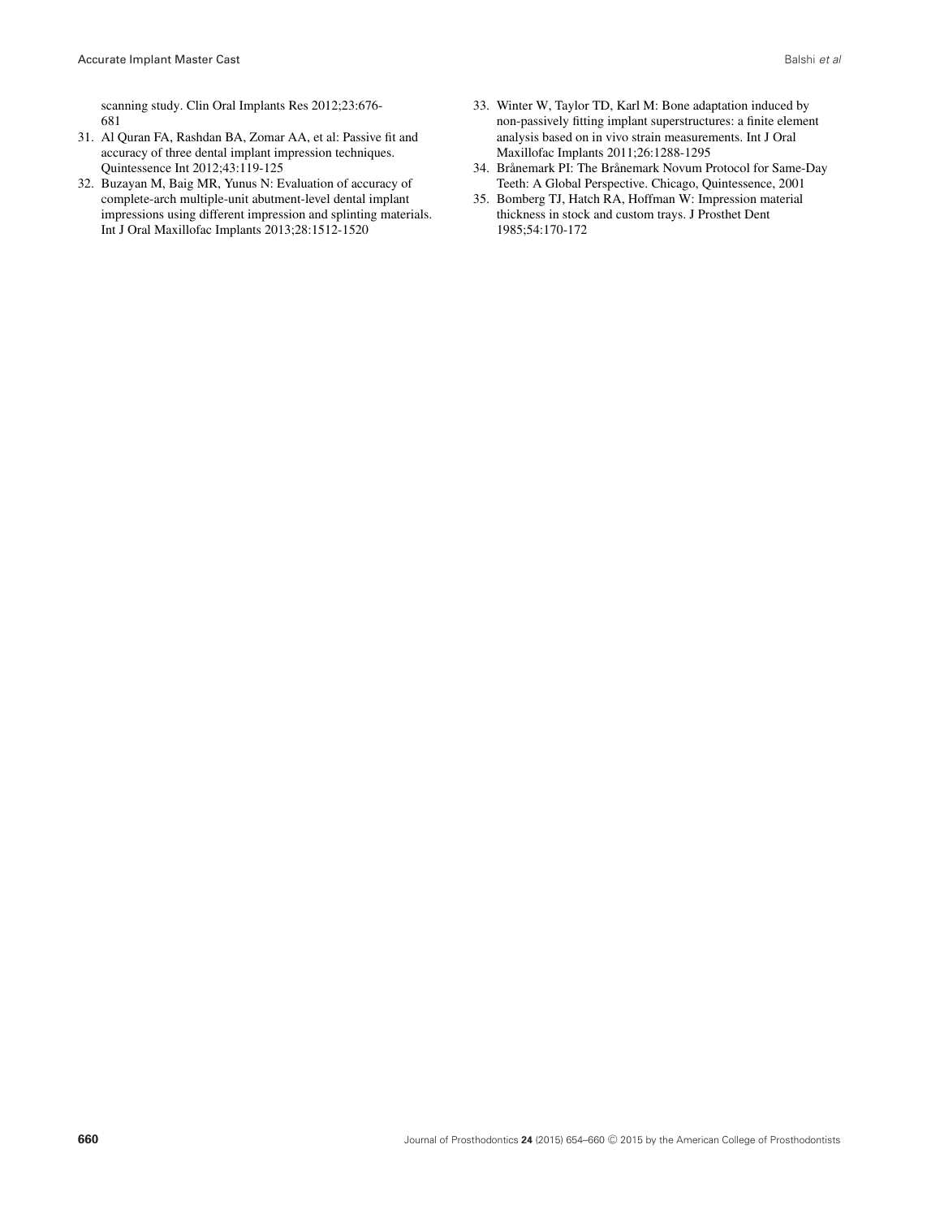scanning study. Clin Oral Implants Res 2012;23:676-681

31. Al Quran FA, Rashdan BA, Zomar AA, et al: Passive fit and accuracy of three dental implant impression techniques. Quintessence Int 2012;43:119-125
32. Buzayan M, Baig MR, Yunus N: Evaluation of accuracy of complete-arch multiple-unit abutment-level dental implant impressions using different impression and splinting materials. Int J Oral Maxillofac Implants 2013;28:1512-1520
33. Winter W, Taylor TD, Karl M: Bone adaptation induced by non-passively fitting implant superstructures: a finite element analysis based on in vivo strain measurements. Int J Oral Maxillofac Implants 2011;26:1288-1295
34. Brånemark PI: The Brånemark Novum Protocol for Same-Day Teeth: A Global Perspective. Chicago, Quintessence, 2001
35. Bomberg TJ, Hatch RA, Hoffman W: Impression material thickness in stock and custom trays. J Prosthet Dent 1985;54:170-172